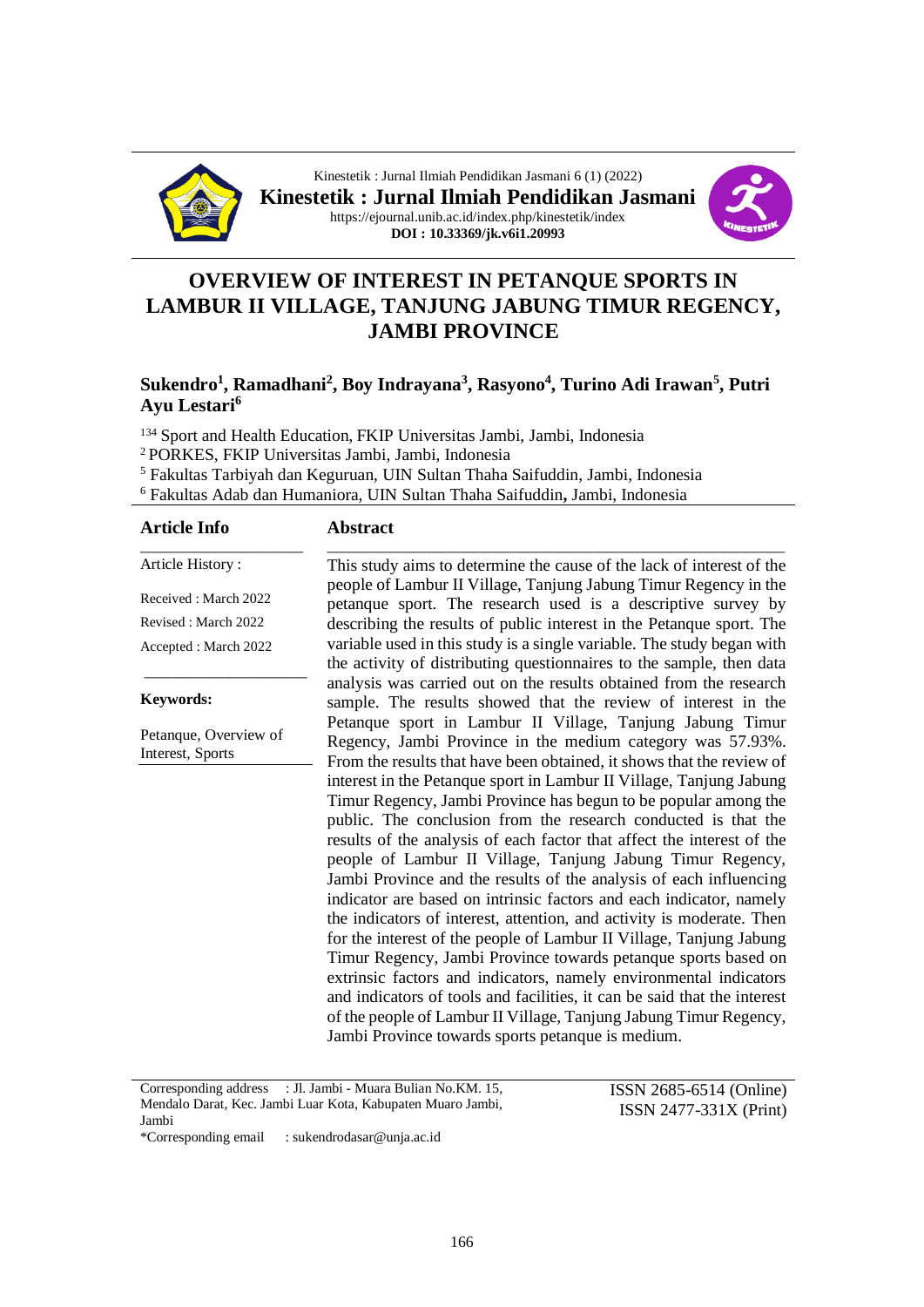Kinestetik : Jurnal Ilmiah Pendidikan Jasmani 6 (1) (2022)

**Kinestetik : Jurnal Ilmiah Pendidikan Jasmani**

https://ejournal.unib.ac.id/index.php/kinestetik/index

**DOI : 10.33369/jk.v6i1.20993**

# OVERVIEW OF INTEREST IN PETANQUE SPORTS IN LAMBUR II VILLAGE, TANJUNG JABUNG TIMUR REGENCY, JAMBI PROVINCE

**Sukendro[1], Ramadhani[2], Boy Indrayana[3], Rasyono[4], Turino Adi Irawan[5], Putri Ayu Lestari[6]**

[134] Sport and Health Education, FKIP Universitas Jambi, Jambi, Indonesia
[2] PORKES, FKIP Universitas Jambi, Jambi, Indonesia
[5] Fakultas Tarbiyah dan Keguruan, UIN Sultan Thaha Saifuddin, Jambi, Indonesia
[6] Fakultas Adab dan Humaniora, UIN Sultan Thaha Saifuddin, Jambi, Indonesia

## Article Info

Article History :

Received : March 2022

Revised : March 2022

Accepted : March 2022

**Keywords:**

Petanque, Overview of Interest, Sports

## Abstract

This study aims to determine the cause of the lack of interest of the people of Lambur II Village, Tanjung Jabung Timur Regency in the petanque sport. The research used is a descriptive survey by describing the results of public interest in the Petanque sport. The variable used in this study is a single variable. The study began with the activity of distributing questionnaires to the sample, then data analysis was carried out on the results obtained from the research sample. The results showed that the review of interest in the Petanque sport in Lambur II Village, Tanjung Jabung Timur Regency, Jambi Province in the medium category was 57.93%. From the results that have been obtained, it shows that the review of interest in the Petanque sport in Lambur II Village, Tanjung Jabung Timur Regency, Jambi Province has begun to be popular among the public. The conclusion from the research conducted is that the results of the analysis of each factor that affect the interest of the people of Lambur II Village, Tanjung Jabung Timur Regency, Jambi Province and the results of the analysis of each influencing indicator are based on intrinsic factors and each indicator, namely the indicators of interest, attention, and activity is moderate. Then for the interest of the people of Lambur II Village, Tanjung Jabung Timur Regency, Jambi Province towards petanque sports based on extrinsic factors and indicators, namely environmental indicators and indicators of tools and facilities, it can be said that the interest of the people of Lambur II Village, Tanjung Jabung Timur Regency, Jambi Province towards sports petanque is medium.

Corresponding address : Jl. Jambi - Muara Bulian No.KM. 15, Mendalo Darat, Kec. Jambi Luar Kota, Kabupaten Muaro Jambi, Jambi

*Corresponding email : sukendrodasar@unja.ac.id

ISSN 2685-6514 (Online)
ISSN 2477-331X (Print)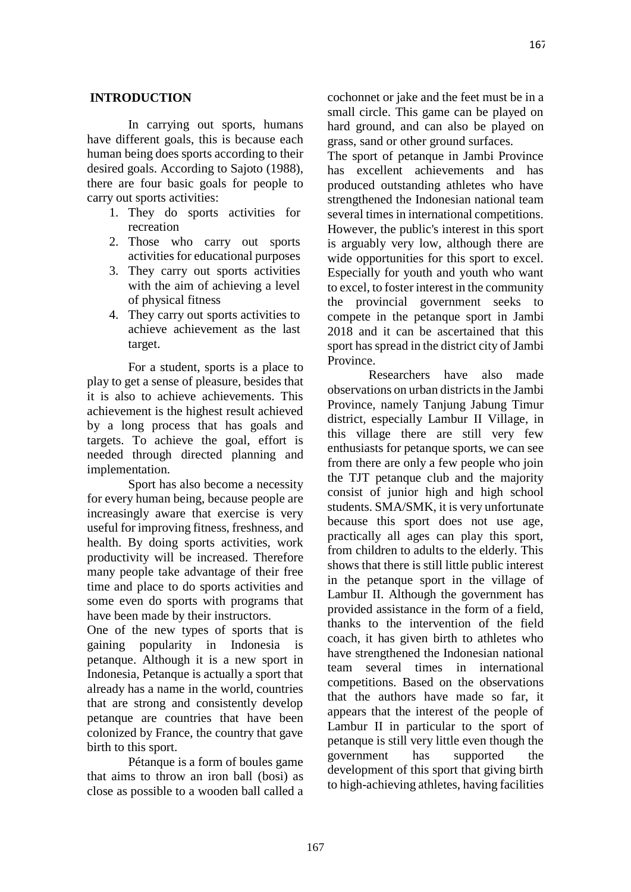## INTRODUCTION

In carrying out sports, humans have different goals, this is because each human being does sports according to their desired goals. According to Sajoto (1988), there are four basic goals for people to carry out sports activities:

1. They do sports activities for recreation
2. Those who carry out sports activities for educational purposes
3. They carry out sports activities with the aim of achieving a level of physical fitness
4. They carry out sports activities to achieve achievement as the last target.

For a student, sports is a place to play to get a sense of pleasure, besides that it is also to achieve achievements. This achievement is the highest result achieved by a long process that has goals and targets. To achieve the goal, effort is needed through directed planning and implementation.

Sport has also become a necessity for every human being, because people are increasingly aware that exercise is very useful for improving fitness, freshness, and health. By doing sports activities, work productivity will be increased. Therefore many people take advantage of their free time and place to do sports activities and some even do sports with programs that have been made by their instructors.

One of the new types of sports that is gaining popularity in Indonesia is petanque. Although it is a new sport in Indonesia, Petanque is actually a sport that already has a name in the world, countries that are strong and consistently develop petanque are countries that have been colonized by France, the country that gave birth to this sport.

Pétanque is a form of boules game that aims to throw an iron ball (bosi) as close as possible to a wooden ball called a cochonnet or jake and the feet must be in a small circle. This game can be played on hard ground, and can also be played on grass, sand or other ground surfaces.

The sport of petanque in Jambi Province has excellent achievements and has produced outstanding athletes who have strengthened the Indonesian national team several times in international competitions. However, the public's interest in this sport is arguably very low, although there are wide opportunities for this sport to excel. Especially for youth and youth who want to excel, to foster interest in the community the provincial government seeks to compete in the petanque sport in Jambi 2018 and it can be ascertained that this sport has spread in the district city of Jambi Province.

Researchers have also made observations on urban districts in the Jambi Province, namely Tanjung Jabung Timur district, especially Lambur II Village, in this village there are still very few enthusiasts for petanque sports, we can see from there are only a few people who join the TJT petanque club and the majority consist of junior high and high school students. SMA/SMK, it is very unfortunate because this sport does not use age, practically all ages can play this sport, from children to adults to the elderly. This shows that there is still little public interest in the petanque sport in the village of Lambur II. Although the government has provided assistance in the form of a field, thanks to the intervention of the field coach, it has given birth to athletes who have strengthened the Indonesian national team several times in international competitions. Based on the observations that the authors have made so far, it appears that the interest of the people of Lambur II in particular to the sport of petanque is still very little even though the government has supported the development of this sport that giving birth to high-achieving athletes, having facilities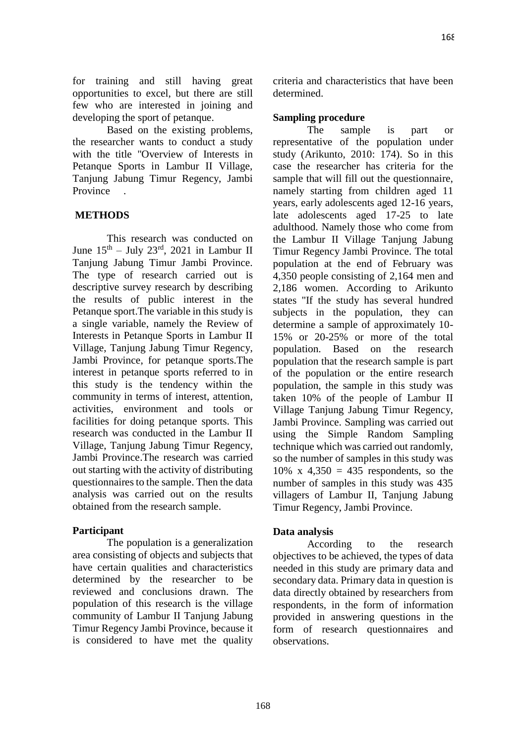for training and still having great opportunities to excel, but there are still few who are interested in joining and developing the sport of petanque.

Based on the existing problems, the researcher wants to conduct a study with the title "Overview of Interests in Petanque Sports in Lambur II Village, Tanjung Jabung Timur Regency, Jambi Province .

## METHODS

This research was conducted on June 15th – July 23rd, 2021 in Lambur II Tanjung Jabung Timur Jambi Province. The type of research carried out is descriptive survey research by describing the results of public interest in the Petanque sport.The variable in this study is a single variable, namely the Review of Interests in Petanque Sports in Lambur II Village, Tanjung Jabung Timur Regency, Jambi Province, for petanque sports.The interest in petanque sports referred to in this study is the tendency within the community in terms of interest, attention, activities, environment and tools or facilities for doing petanque sports. This research was conducted in the Lambur II Village, Tanjung Jabung Timur Regency, Jambi Province.The research was carried out starting with the activity of distributing questionnaires to the sample. Then the data analysis was carried out on the results obtained from the research sample.

### Participant

The population is a generalization area consisting of objects and subjects that have certain qualities and characteristics determined by the researcher to be reviewed and conclusions drawn. The population of this research is the village community of Lambur II Tanjung Jabung Timur Regency Jambi Province, because it is considered to have met the quality criteria and characteristics that have been determined.

### Sampling procedure

The sample is part or representative of the population under study (Arikunto, 2010: 174). So in this case the researcher has criteria for the sample that will fill out the questionnaire, namely starting from children aged 11 years, early adolescents aged 12-16 years, late adolescents aged 17-25 to late adulthood. Namely those who come from the Lambur II Village Tanjung Jabung Timur Regency Jambi Province. The total population at the end of February was 4,350 people consisting of 2,164 men and 2,186 women. According to Arikunto states "If the study has several hundred subjects in the population, they can determine a sample of approximately 10-15% or 20-25% or more of the total population. Based on the research population that the research sample is part of the population or the entire research population, the sample in this study was taken 10% of the people of Lambur II Village Tanjung Jabung Timur Regency, Jambi Province. Sampling was carried out using the Simple Random Sampling technique which was carried out randomly, so the number of samples in this study was 10% x 4,350 = 435 respondents, so the number of samples in this study was 435 villagers of Lambur II, Tanjung Jabung Timur Regency, Jambi Province.

### Data analysis

According to the research objectives to be achieved, the types of data needed in this study are primary data and secondary data. Primary data in question is data directly obtained by researchers from respondents, in the form of information provided in answering questions in the form of research questionnaires and observations.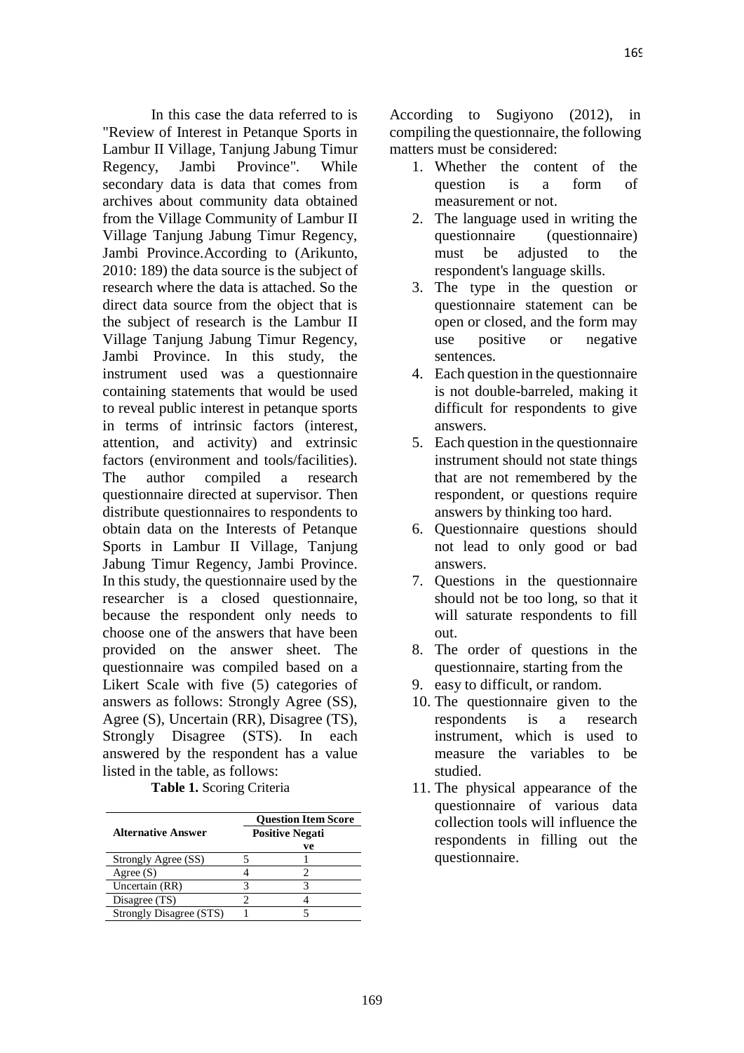In this case the data referred to is "Review of Interest in Petanque Sports in Lambur II Village, Tanjung Jabung Timur Regency, Jambi Province". While secondary data is data that comes from archives about community data obtained from the Village Community of Lambur II Village Tanjung Jabung Timur Regency, Jambi Province.According to (Arikunto, 2010: 189) the data source is the subject of research where the data is attached. So the direct data source from the object that is the subject of research is the Lambur II Village Tanjung Jabung Timur Regency, Jambi Province. In this study, the instrument used was a questionnaire containing statements that would be used to reveal public interest in petanque sports in terms of intrinsic factors (interest, attention, and activity) and extrinsic factors (environment and tools/facilities). The author compiled a research questionnaire directed at supervisor. Then distribute questionnaires to respondents to obtain data on the Interests of Petanque Sports in Lambur II Village, Tanjung Jabung Timur Regency, Jambi Province. In this study, the questionnaire used by the researcher is a closed questionnaire, because the respondent only needs to choose one of the answers that have been provided on the answer sheet. The questionnaire was compiled based on a Likert Scale with five (5) categories of answers as follows: Strongly Agree (SS), Agree (S), Uncertain (RR), Disagree (TS), Strongly Disagree (STS). In each answered by the respondent has a value listed in the table, as follows:

**Table 1.** Scoring Criteria

| Alternative Answer | Question Item Score | |
|---|---|---|
| | **Positive** | **Negative** |
| Strongly Agree (SS) | 5 | 1 |
| Agree (S) | 4 | 2 |
| Uncertain (RR) | 3 | 3 |
| Disagree (TS) | 2 | 4 |
| Strongly Disagree (STS) | 1 | 5 |

According to Sugiyono (2012), in compiling the questionnaire, the following matters must be considered:

1. Whether the content of the question is a form of measurement or not.
2. The language used in writing the questionnaire (questionnaire) must be adjusted to the respondent's language skills.
3. The type in the question or questionnaire statement can be open or closed, and the form may use positive or negative sentences.
4. Each question in the questionnaire is not double-barreled, making it difficult for respondents to give answers.
5. Each question in the questionnaire instrument should not state things that are not remembered by the respondent, or questions require answers by thinking too hard.
6. Questionnaire questions should not lead to only good or bad answers.
7. Questions in the questionnaire should not be too long, so that it will saturate respondents to fill out.
8. The order of questions in the questionnaire, starting from the
9. easy to difficult, or random.
10. The questionnaire given to the respondents is a research instrument, which is used to measure the variables to be studied.
11. The physical appearance of the questionnaire of various data collection tools will influence the respondents in filling out the questionnaire.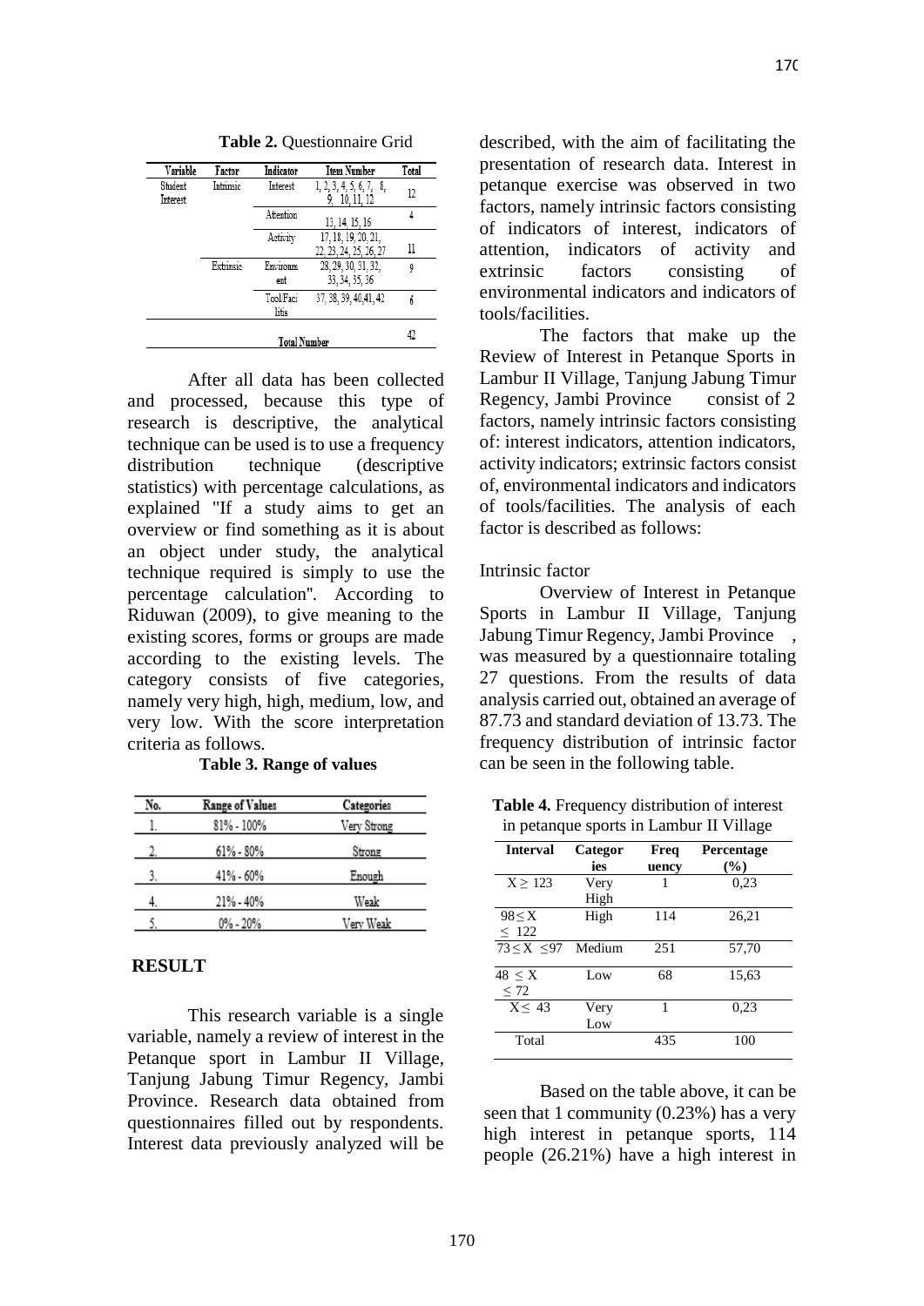**Table 2.** Questionnaire Grid

| Variable | Factor | Indicator | Item Number | Total |
|---|---|---|---|---|
| Student Interest | Intrinsic | Interest | 1, 2, 3, 4, 5, 6, 7, 8, 9, 10, 11, 12 | 12 |
| | | Attention | 13, 14, 15, 16 | 4 |
| | | Activity | 17, 18, 19, 20, 21, 22, 23, 24, 25, 26, 27 | 11 |
| | Extrinsic | Environment | 28, 29, 30, 31, 32, 33, 34, 35, 36 | 9 |
| | | Tool/Facilitis | 37, 38, 39, 40, 41, 42 | 6 |
| Total Number | | | | 42 |

After all data has been collected and processed, because this type of research is descriptive, the analytical technique can be used is to use a frequency distribution technique (descriptive statistics) with percentage calculations, as explained "If a study aims to get an overview or find something as it is about an object under study, the analytical technique required is simply to use the percentage calculation". According to Riduwan (2009), to give meaning to the existing scores, forms or groups are made according to the existing levels. The category consists of five categories, namely very high, high, medium, low, and very low. With the score interpretation criteria as follows.

**Table 3. Range of values**

| No. | Range of Values | Categories |
|---|---|---|
| 1. | 81% - 100% | Very Strong |
| 2. | 61% - 80% | Strong |
| 3. | 41% - 60% | Enough |
| 4. | 21% - 40% | Weak |
| 5. | 0% - 20% | Very Weak |

## RESULT

This research variable is a single variable, namely a review of interest in the Petanque sport in Lambur II Village, Tanjung Jabung Timur Regency, Jambi Province. Research data obtained from questionnaires filled out by respondents. Interest data previously analyzed will be described, with the aim of facilitating the presentation of research data. Interest in petanque exercise was observed in two factors, namely intrinsic factors consisting of indicators of interest, indicators of attention, indicators of activity and extrinsic factors consisting of environmental indicators and indicators of tools/facilities.

The factors that make up the Review of Interest in Petanque Sports in Lambur II Village, Tanjung Jabung Timur Regency, Jambi Province consist of 2 factors, namely intrinsic factors consisting of: interest indicators, attention indicators, activity indicators; extrinsic factors consist of, environmental indicators and indicators of tools/facilities. The analysis of each factor is described as follows:

### Intrinsic factor

Overview of Interest in Petanque Sports in Lambur II Village, Tanjung Jabung Timur Regency, Jambi Province , was measured by a questionnaire totaling 27 questions. From the results of data analysis carried out, obtained an average of 87.73 and standard deviation of 13.73. The frequency distribution of intrinsic factor can be seen in the following table.

**Table 4.** Frequency distribution of interest in petanque sports in Lambur II Village

| Interval | Categories | Frequency | Percentage (%) |
|---|---|---|---|
| $X \geq 123$ | Very High | 1 | 0,23 |
| $98 \leq X \leq 122$ | High | 114 | 26,21 |
| $73 \leq X \leq 97$ | Medium | 251 | 57,70 |
| $48 \leq X \leq 72$ | Low | 68 | 15,63 |
| $X \leq 43$ | Very Low | 1 | 0,23 |
| Total | | 435 | 100 |

Based on the table above, it can be seen that 1 community (0.23%) has a very high interest in petanque sports, 114 people (26.21%) have a high interest in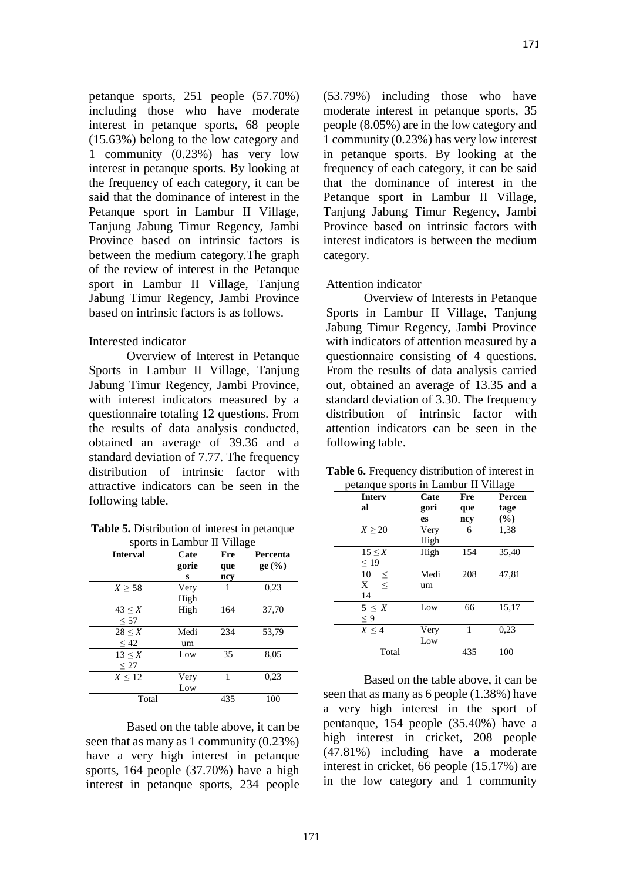petanque sports, 251 people (57.70%) including those who have moderate interest in petanque sports, 68 people (15.63%) belong to the low category and 1 community (0.23%) has very low interest in petanque sports. By looking at the frequency of each category, it can be said that the dominance of interest in the Petanque sport in Lambur II Village, Tanjung Jabung Timur Regency, Jambi Province based on intrinsic factors is between the medium category.The graph of the review of interest in the Petanque sport in Lambur II Village, Tanjung Jabung Timur Regency, Jambi Province based on intrinsic factors is as follows.

Interested indicator

Overview of Interest in Petanque Sports in Lambur II Village, Tanjung Jabung Timur Regency, Jambi Province, with interest indicators measured by a questionnaire totaling 12 questions. From the results of data analysis conducted, obtained an average of 39.36 and a standard deviation of 7.77. The frequency distribution of intrinsic factor with attractive indicators can be seen in the following table.

**Table 5.** Distribution of interest in petanque sports in Lambur II Village

| Interval | Categories | Frequency | Percentage (%) |
|---|---|---|---|
| $X \geq 58$ | Very High | 1 | 0,23 |
| $43 \leq X \leq 57$ | High | 164 | 37,70 |
| $28 \leq X \leq 42$ | Medium | 234 | 53,79 |
| $13 \leq X \leq 27$ | Low | 35 | 8,05 |
| $X \leq 12$ | Very Low | 1 | 0,23 |
| Total | | 435 | 100 |

Based on the table above, it can be seen that as many as 1 community (0.23%) have a very high interest in petanque sports, 164 people (37.70%) have a high interest in petanque sports, 234 people (53.79%) including those who have moderate interest in petanque sports, 35 people (8.05%) are in the low category and 1 community (0.23%) has very low interest in petanque sports. By looking at the frequency of each category, it can be said that the dominance of interest in the Petanque sport in Lambur II Village, Tanjung Jabung Timur Regency, Jambi Province based on intrinsic factors with interest indicators is between the medium category.

Attention indicator

Overview of Interests in Petanque Sports in Lambur II Village, Tanjung Jabung Timur Regency, Jambi Province with indicators of attention measured by a questionnaire consisting of 4 questions. From the results of data analysis carried out, obtained an average of 13.35 and a standard deviation of 3.30. The frequency distribution of intrinsic factor with attention indicators can be seen in the following table.

**Table 6.** Frequency distribution of interest in petanque sports in Lambur II Village

| Interval | Categories | Frequency | Percentage (%) |
|---|---|---|---|
| $X \geq 20$ | Very High | 6 | 1,38 |
| $15 \leq X \leq 19$ | High | 154 | 35,40 |
| $10 \leq X \leq 14$ | Medium | 208 | 47,81 |
| $5 \leq X \leq 9$ | Low | 66 | 15,17 |
| $X \leq 4$ | Very Low | 1 | 0,23 |
| Total | | 435 | 100 |

Based on the table above, it can be seen that as many as 6 people (1.38%) have a very high interest in the sport of pentanque, 154 people (35.40%) have a high interest in cricket, 208 people (47.81%) including have a moderate interest in cricket, 66 people (15.17%) are in the low category and 1 community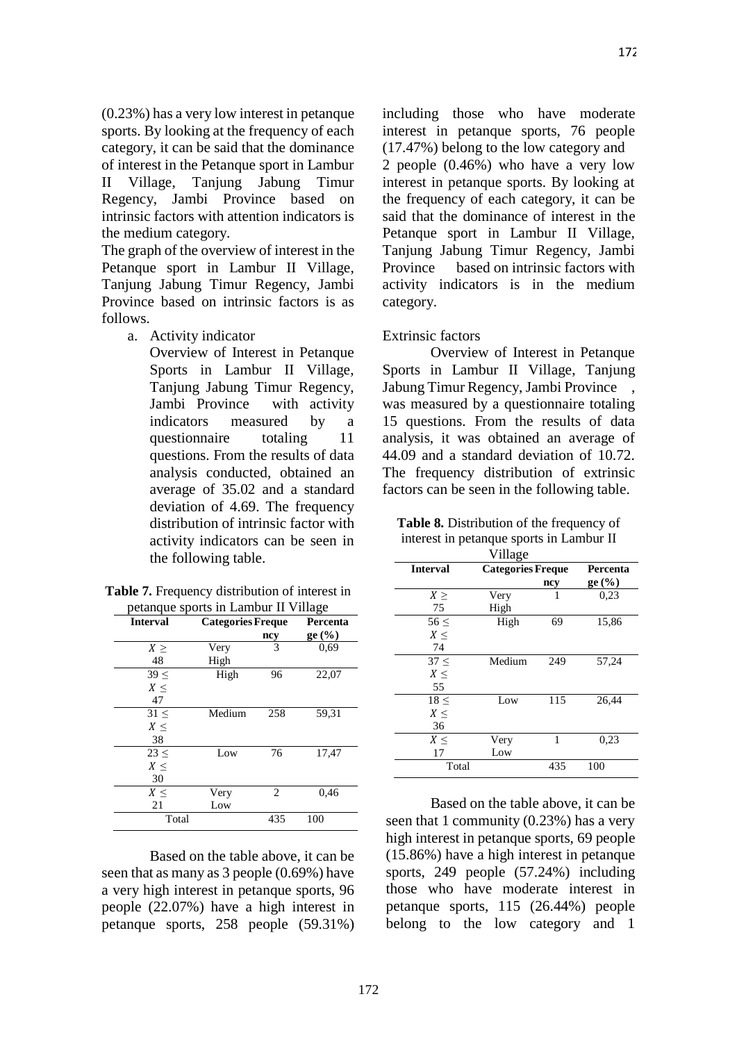(0.23%) has a very low interest in petanque sports. By looking at the frequency of each category, it can be said that the dominance of interest in the Petanque sport in Lambur II Village, Tanjung Jabung Timur Regency, Jambi Province based on intrinsic factors with attention indicators is the medium category.

The graph of the overview of interest in the Petanque sport in Lambur II Village, Tanjung Jabung Timur Regency, Jambi Province based on intrinsic factors is as follows.

a. Activity indicator

   Overview of Interest in Petanque Sports in Lambur II Village, Tanjung Jabung Timur Regency, Jambi Province with activity indicators measured by a questionnaire totaling 11 questions. From the results of data analysis conducted, obtained an average of 35.02 and a standard deviation of 4.69. The frequency distribution of intrinsic factor with activity indicators can be seen in the following table.

**Table 7.** Frequency distribution of interest in petanque sports in Lambur II Village

| Interval | Categories | Frequency | Percentage (%) |
|---|---|---|---|
| $X \geq 48$ | Very High | 3 | 0,69 |
| $39 \leq X \leq 47$ | High | 96 | 22,07 |
| $31 \leq X \leq 38$ | Medium | 258 | 59,31 |
| $23 \leq X \leq 30$ | Low | 76 | 17,47 |
| $X \leq 21$ | Very Low | 2 | 0,46 |
| Total | | 435 | 100 |

Based on the table above, it can be seen that as many as 3 people (0.69%) have a very high interest in petanque sports, 96 people (22.07%) have a high interest in petanque sports, 258 people (59.31%) including those who have moderate interest in petanque sports, 76 people (17.47%) belong to the low category and 2 people (0.46%) who have a very low interest in petanque sports. By looking at the frequency of each category, it can be said that the dominance of interest in the Petanque sport in Lambur II Village, Tanjung Jabung Timur Regency, Jambi Province based on intrinsic factors with activity indicators is in the medium category.

Extrinsic factors

Overview of Interest in Petanque Sports in Lambur II Village, Tanjung Jabung Timur Regency, Jambi Province , was measured by a questionnaire totaling 15 questions. From the results of data analysis, it was obtained an average of 44.09 and a standard deviation of 10.72. The frequency distribution of extrinsic factors can be seen in the following table.

**Table 8.** Distribution of the frequency of interest in petanque sports in Lambur II Village

| Interval | Categories | Frequency | Percentage (%) |
|---|---|---|---|
| $X \geq 75$ | Very High | 1 | 0,23 |
| $56 \leq X \leq 74$ | High | 69 | 15,86 |
| $37 \leq X \leq 55$ | Medium | 249 | 57,24 |
| $18 \leq X \leq 36$ | Low | 115 | 26,44 |
| $X \leq 17$ | Very Low | 1 | 0,23 |
| Total | | 435 | 100 |

Based on the table above, it can be seen that 1 community (0.23%) has a very high interest in petanque sports, 69 people (15.86%) have a high interest in petanque sports, 249 people (57.24%) including those who have moderate interest in petanque sports, 115 (26.44%) people belong to the low category and 1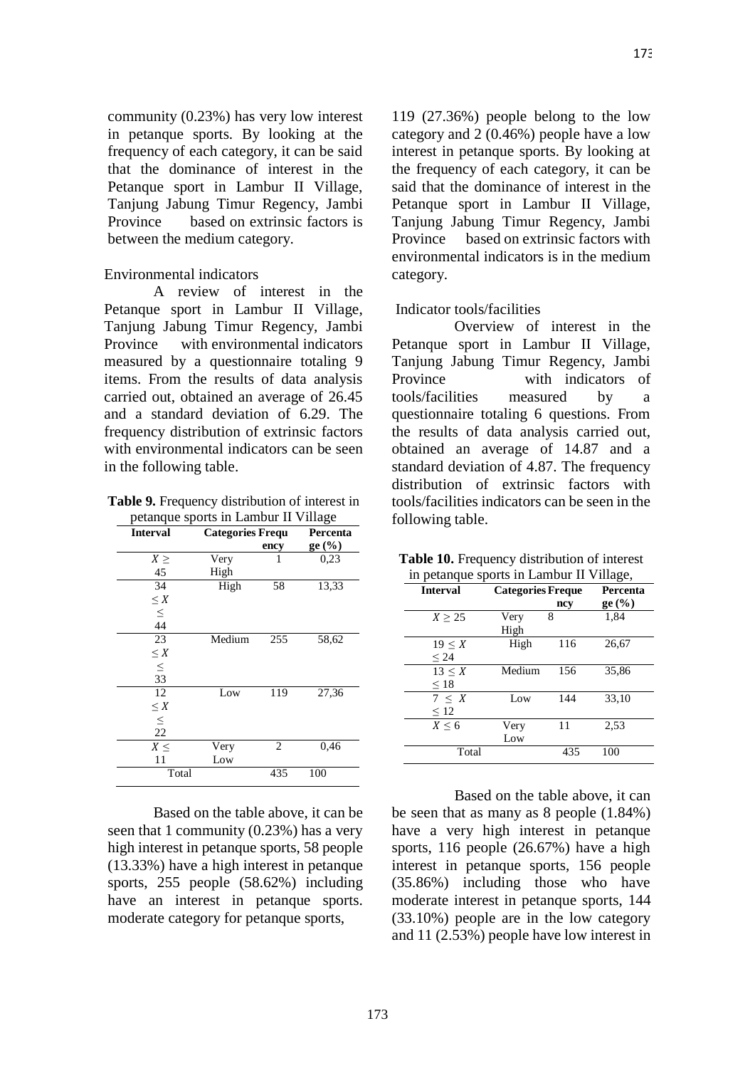community (0.23%) has very low interest in petanque sports. By looking at the frequency of each category, it can be said that the dominance of interest in the Petanque sport in Lambur II Village, Tanjung Jabung Timur Regency, Jambi Province based on extrinsic factors is between the medium category.

Environmental indicators

A review of interest in the Petanque sport in Lambur II Village, Tanjung Jabung Timur Regency, Jambi Province with environmental indicators measured by a questionnaire totaling 9 items. From the results of data analysis carried out, obtained an average of 26.45 and a standard deviation of 6.29. The frequency distribution of extrinsic factors with environmental indicators can be seen in the following table.

**Table 9.** Frequency distribution of interest in petanque sports in Lambur II Village

| Interval | Categories | Frequency | Percentage (%) |
|---|---|---|---|
| $X \geq 45$ | Very High | 1 | 0,23 |
| $34 \leq X \leq 44$ | High | 58 | 13,33 |
| $23 \leq X \leq 33$ | Medium | 255 | 58,62 |
| $12 \leq X \leq 22$ | Low | 119 | 27,36 |
| $X \leq 11$ | Very Low | 2 | 0,46 |
| Total | | 435 | 100 |

Based on the table above, it can be seen that 1 community (0.23%) has a very high interest in petanque sports, 58 people (13.33%) have a high interest in petanque sports, 255 people (58.62%) including have an interest in petanque sports. moderate category for petanque sports, 119 (27.36%) people belong to the low category and 2 (0.46%) people have a low interest in petanque sports. By looking at the frequency of each category, it can be said that the dominance of interest in the Petanque sport in Lambur II Village, Tanjung Jabung Timur Regency, Jambi Province based on extrinsic factors with environmental indicators is in the medium category.

Indicator tools/facilities

Overview of interest in the Petanque sport in Lambur II Village, Tanjung Jabung Timur Regency, Jambi Province with indicators of tools/facilities measured by a questionnaire totaling 6 questions. From the results of data analysis carried out, obtained an average of 14.87 and a standard deviation of 4.87. The frequency distribution of extrinsic factors with tools/facilities indicators can be seen in the following table.

**Table 10.** Frequency distribution of interest in petanque sports in Lambur II Village,

| Interval | Categories | Frequency | Percentage (%) |
|---|---|---|---|
| $X \geq 25$ | Very High | 8 | 1,84 |
| $19 \leq X \leq 24$ | High | 116 | 26,67 |
| $13 \leq X \leq 18$ | Medium | 156 | 35,86 |
| $7 \leq X \leq 12$ | Low | 144 | 33,10 |
| $X \leq 6$ | Very Low | 11 | 2,53 |
| Total | | 435 | 100 |

Based on the table above, it can be seen that as many as 8 people (1.84%) have a very high interest in petanque sports, 116 people (26.67%) have a high interest in petanque sports, 156 people (35.86%) including those who have moderate interest in petanque sports, 144 (33.10%) people are in the low category and 11 (2.53%) people have low interest in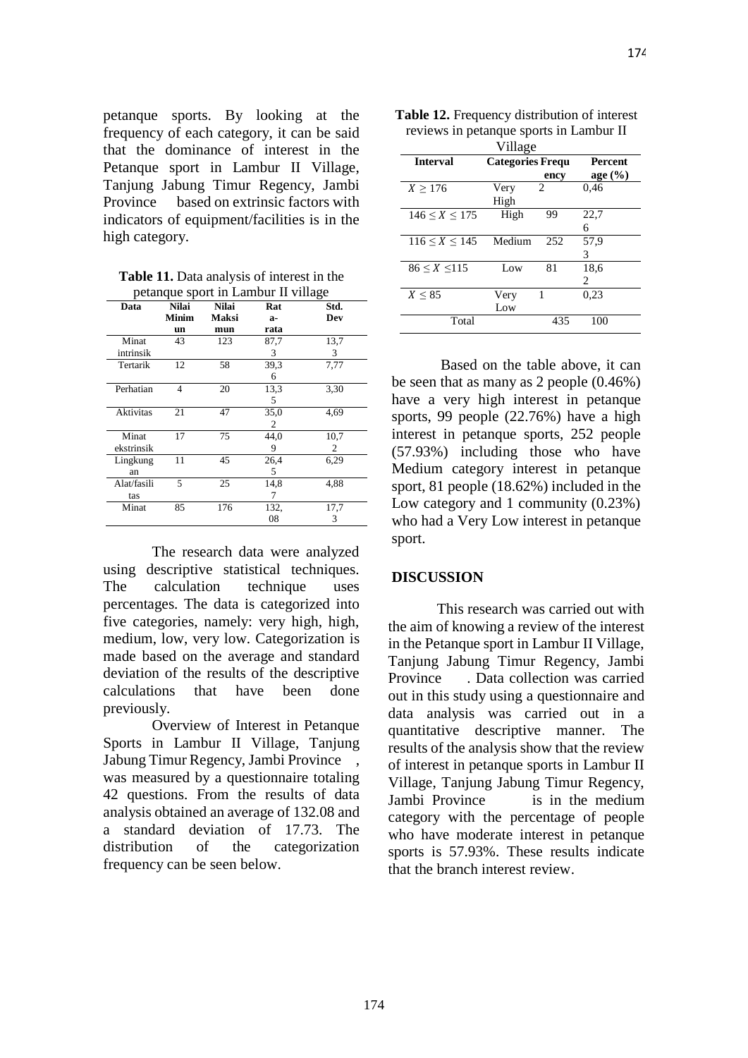petanque sports. By looking at the frequency of each category, it can be said that the dominance of interest in the Petanque sport in Lambur II Village, Tanjung Jabung Timur Regency, Jambi Province based on extrinsic factors with indicators of equipment/facilities is in the high category.

**Table 11.** Data analysis of interest in the petanque sport in Lambur II village

| Data | Nilai Minimun | Nilai Maksimun | Rata-rata | Std. Dev |
|---|---|---|---|---|
| Minat intrinsik | 43 | 123 | 87,73 | 13,73 |
| Tertarik | 12 | 58 | 39,36 | 7,77 |
| Perhatian | 4 | 20 | 13,35 | 3,30 |
| Aktivitas | 21 | 47 | 35,02 | 4,69 |
| Minat ekstrinsik | 17 | 75 | 44,09 | 10,72 |
| Lingkungan | 11 | 45 | 26,45 | 6,29 |
| Alat/fasilitas | 5 | 25 | 14,87 | 4,88 |
| Minat | 85 | 176 | 132,08 | 17,73 |

The research data were analyzed using descriptive statistical techniques. The calculation technique uses percentages. The data is categorized into five categories, namely: very high, high, medium, low, very low. Categorization is made based on the average and standard deviation of the results of the descriptive calculations that have been done previously.

Overview of Interest in Petanque Sports in Lambur II Village, Tanjung Jabung Timur Regency, Jambi Province , was measured by a questionnaire totaling 42 questions. From the results of data analysis obtained an average of 132.08 and a standard deviation of 17.73. The distribution of the categorization frequency can be seen below.

**Table 12.** Frequency distribution of interest reviews in petanque sports in Lambur II Village

| Interval | Categories | Frequency | Percentage (%) |
|---|---|---|---|
| $X \geq 176$ | Very High | 2 | 0,46 |
| $146 \leq X \leq 175$ | High | 99 | 22,76 |
| $116 \leq X \leq 145$ | Medium | 252 | 57,93 |
| $86 \leq X \leq 115$ | Low | 81 | 18,62 |
| $X \leq 85$ | Very Low | 1 | 0,23 |
| Total | | 435 | 100 |

Based on the table above, it can be seen that as many as 2 people (0.46%) have a very high interest in petanque sports, 99 people (22.76%) have a high interest in petanque sports, 252 people (57.93%) including those who have Medium category interest in petanque sport, 81 people (18.62%) included in the Low category and 1 community (0.23%) who had a Very Low interest in petanque sport.

## DISCUSSION

This research was carried out with the aim of knowing a review of the interest in the Petanque sport in Lambur II Village, Tanjung Jabung Timur Regency, Jambi Province . Data collection was carried out in this study using a questionnaire and data analysis was carried out in a quantitative descriptive manner. The results of the analysis show that the review of interest in petanque sports in Lambur II Village, Tanjung Jabung Timur Regency, Jambi Province is in the medium category with the percentage of people who have moderate interest in petanque sports is 57.93%. These results indicate that the branch interest review.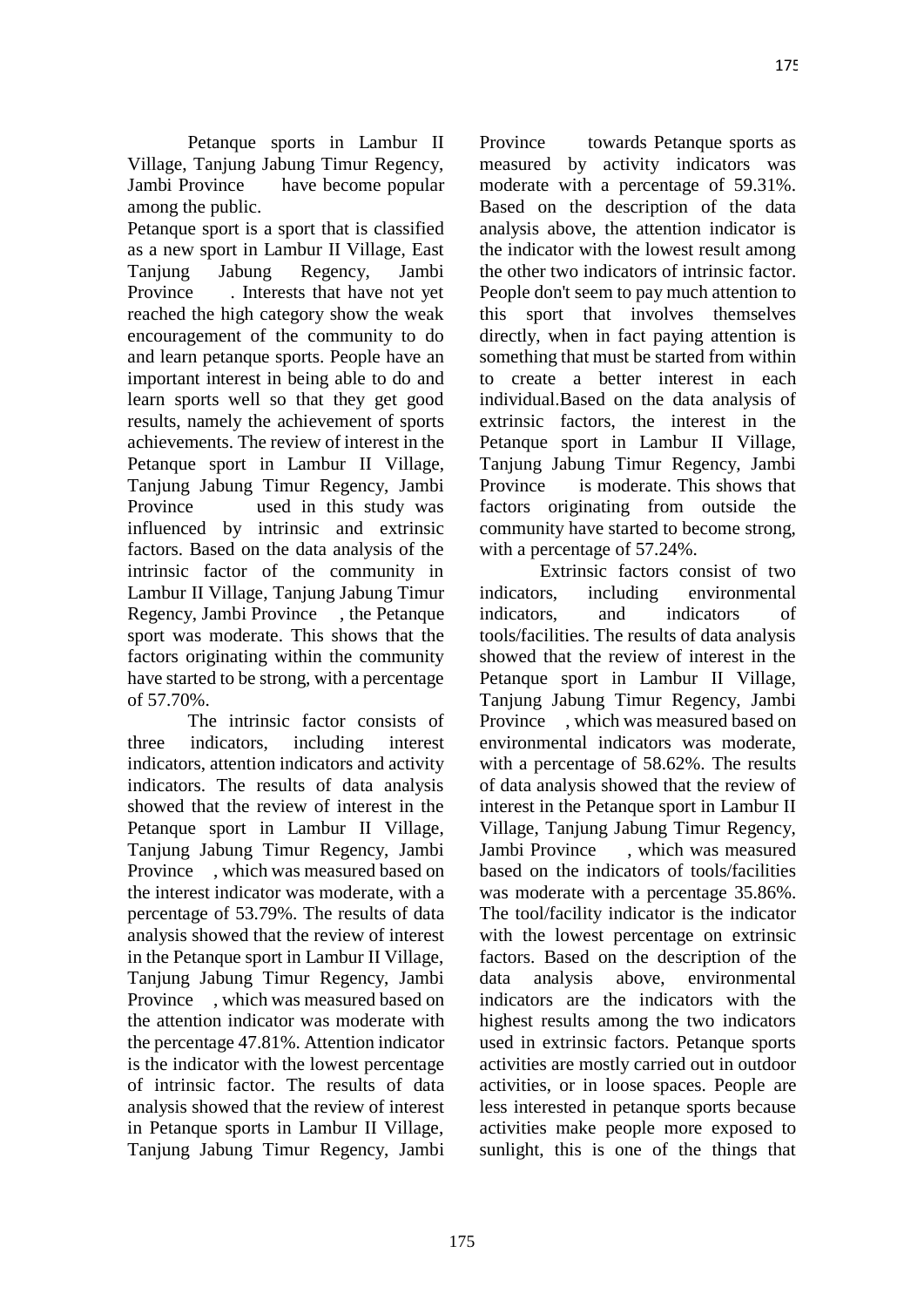Petanque sports in Lambur II Village, Tanjung Jabung Timur Regency, Jambi Province have become popular among the public.

Petanque sport is a sport that is classified as a new sport in Lambur II Village, East Tanjung Jabung Regency, Jambi Province . Interests that have not yet reached the high category show the weak encouragement of the community to do and learn petanque sports. People have an important interest in being able to do and learn sports well so that they get good results, namely the achievement of sports achievements. The review of interest in the Petanque sport in Lambur II Village, Tanjung Jabung Timur Regency, Jambi Province used in this study was influenced by intrinsic and extrinsic factors. Based on the data analysis of the intrinsic factor of the community in Lambur II Village, Tanjung Jabung Timur Regency, Jambi Province , the Petanque sport was moderate. This shows that the factors originating within the community have started to be strong, with a percentage of 57.70%.

The intrinsic factor consists of three indicators, including interest indicators, attention indicators and activity indicators. The results of data analysis showed that the review of interest in the Petanque sport in Lambur II Village, Tanjung Jabung Timur Regency, Jambi Province , which was measured based on the interest indicator was moderate, with a percentage of 53.79%. The results of data analysis showed that the review of interest in the Petanque sport in Lambur II Village, Tanjung Jabung Timur Regency, Jambi Province , which was measured based on the attention indicator was moderate with the percentage 47.81%. Attention indicator is the indicator with the lowest percentage of intrinsic factor. The results of data analysis showed that the review of interest in Petanque sports in Lambur II Village, Tanjung Jabung Timur Regency, Jambi Province towards Petanque sports as measured by activity indicators was moderate with a percentage of 59.31%. Based on the description of the data analysis above, the attention indicator is the indicator with the lowest result among the other two indicators of intrinsic factor. People don't seem to pay much attention to this sport that involves themselves directly, when in fact paying attention is something that must be started from within to create a better interest in each individual.Based on the data analysis of extrinsic factors, the interest in the Petanque sport in Lambur II Village, Tanjung Jabung Timur Regency, Jambi Province is moderate. This shows that factors originating from outside the community have started to become strong, with a percentage of 57.24%.

Extrinsic factors consist of two indicators, including environmental indicators, and indicators of tools/facilities. The results of data analysis showed that the review of interest in the Petanque sport in Lambur II Village, Tanjung Jabung Timur Regency, Jambi Province , which was measured based on environmental indicators was moderate, with a percentage of 58.62%. The results of data analysis showed that the review of interest in the Petanque sport in Lambur II Village, Tanjung Jabung Timur Regency, Jambi Province , which was measured based on the indicators of tools/facilities was moderate with a percentage 35.86%. The tool/facility indicator is the indicator with the lowest percentage on extrinsic factors. Based on the description of the data analysis above, environmental indicators are the indicators with the highest results among the two indicators used in extrinsic factors. Petanque sports activities are mostly carried out in outdoor activities, or in loose spaces. People are less interested in petanque sports because activities make people more exposed to sunlight, this is one of the things that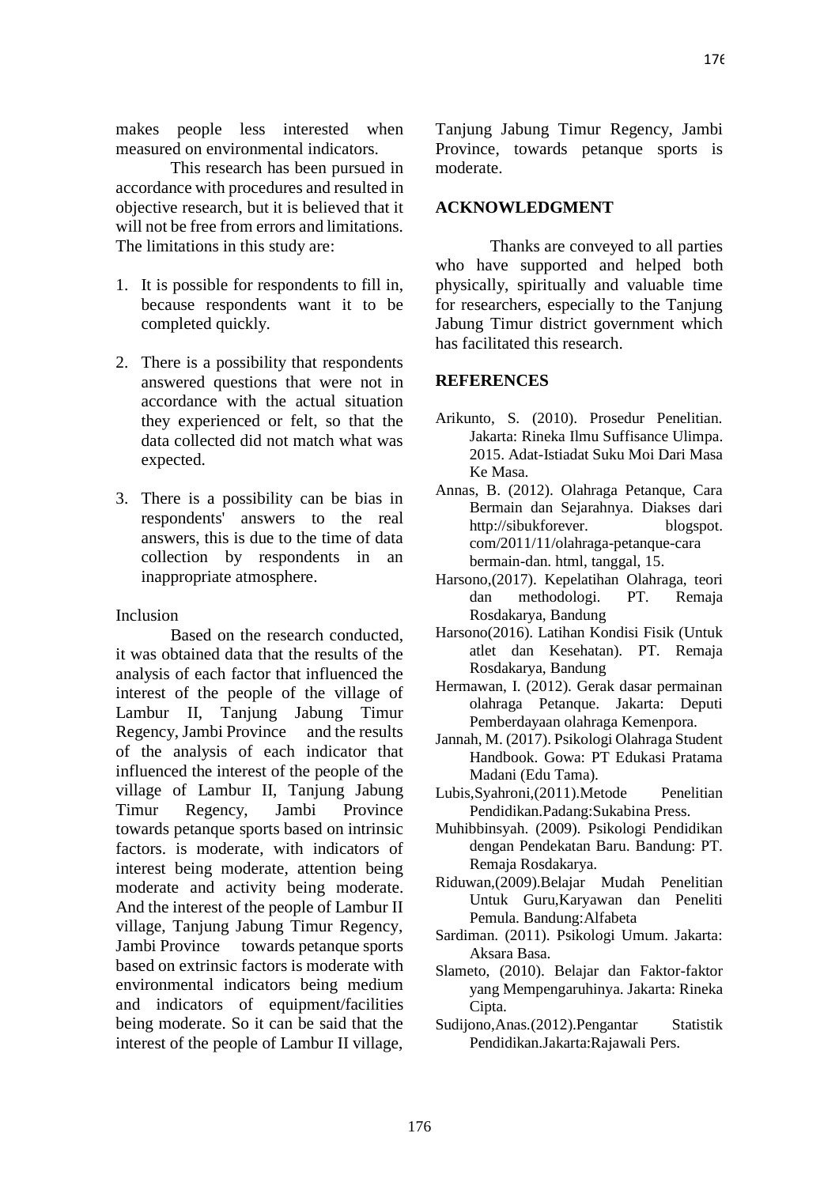makes people less interested when measured on environmental indicators.

This research has been pursued in accordance with procedures and resulted in objective research, but it is believed that it will not be free from errors and limitations. The limitations in this study are:

1. It is possible for respondents to fill in, because respondents want it to be completed quickly.
2. There is a possibility that respondents answered questions that were not in accordance with the actual situation they experienced or felt, so that the data collected did not match what was expected.
3. There is a possibility can be bias in respondents' answers to the real answers, this is due to the time of data collection by respondents in an inappropriate atmosphere.

Inclusion

Based on the research conducted, it was obtained data that the results of the analysis of each factor that influenced the interest of the people of the village of Lambur II, Tanjung Jabung Timur Regency, Jambi Province and the results of the analysis of each indicator that influenced the interest of the people of the village of Lambur II, Tanjung Jabung Timur Regency, Jambi Province towards petanque sports based on intrinsic factors. is moderate, with indicators of interest being moderate, attention being moderate and activity being moderate. And the interest of the people of Lambur II village, Tanjung Jabung Timur Regency, Jambi Province towards petanque sports based on extrinsic factors is moderate with environmental indicators being medium and indicators of equipment/facilities being moderate. So it can be said that the interest of the people of Lambur II village, Tanjung Jabung Timur Regency, Jambi Province, towards petanque sports is moderate.

## ACKNOWLEDGMENT

Thanks are conveyed to all parties who have supported and helped both physically, spiritually and valuable time for researchers, especially to the Tanjung Jabung Timur district government which has facilitated this research.

## REFERENCES

Arikunto, S. (2010). Prosedur Penelitian. Jakarta: Rineka Ilmu Suffisance Ulimpa. 2015. Adat-Istiadat Suku Moi Dari Masa Ke Masa.

Annas, B. (2012). Olahraga Petanque, Cara Bermain dan Sejarahnya. Diakses dari http://sibukforever. blogspot. com/2011/11/olahraga-petanque-cara bermain-dan. html, tanggal, 15.

Harsono,(2017). Kepelatihan Olahraga, teori dan methodologi. PT. Remaja Rosdakarya, Bandung

Harsono(2016). Latihan Kondisi Fisik (Untuk atlet dan Kesehatan). PT. Remaja Rosdakarya, Bandung

Hermawan, I. (2012). Gerak dasar permainan olahraga Petanque. Jakarta: Deputi Pemberdayaan olahraga Kemenpora.

Jannah, M. (2017). Psikologi Olahraga Student Handbook. Gowa: PT Edukasi Pratama Madani (Edu Tama).

Lubis,Syahroni,(2011).Metode Penelitian Pendidikan.Padang:Sukabina Press.

Muhibbinsyah. (2009). Psikologi Pendidikan dengan Pendekatan Baru. Bandung: PT. Remaja Rosdakarya.

Riduwan,(2009).Belajar Mudah Penelitian Untuk Guru,Karyawan dan Peneliti Pemula. Bandung:Alfabeta

Sardiman. (2011). Psikologi Umum. Jakarta: Aksara Basa.

Slameto, (2010). Belajar dan Faktor-faktor yang Mempengaruhinya. Jakarta: Rineka Cipta.

Sudijono,Anas.(2012).Pengantar Statistik Pendidikan.Jakarta:Rajawali Pers.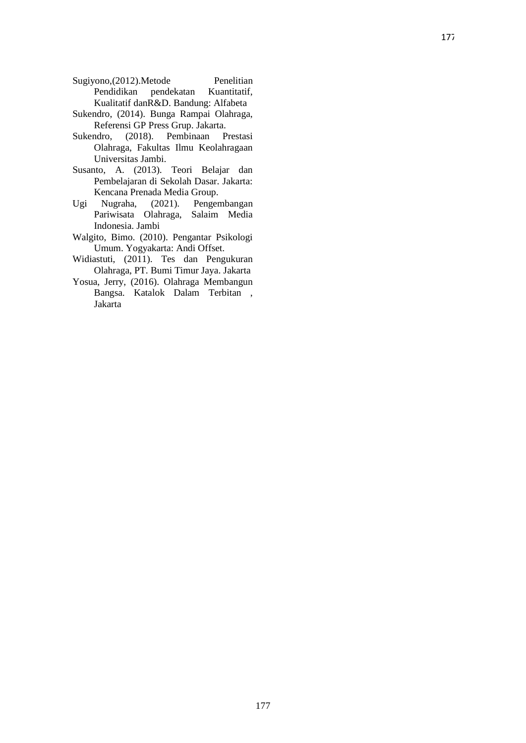Sugiyono,(2012).Metode Penelitian Pendidikan pendekatan Kuantitatif, Kualitatif danR&D. Bandung: Alfabeta

Sukendro, (2014). Bunga Rampai Olahraga, Referensi GP Press Grup. Jakarta.

Sukendro, (2018). Pembinaan Prestasi Olahraga, Fakultas Ilmu Keolahragaan Universitas Jambi.

Susanto, A. (2013). Teori Belajar dan Pembelajaran di Sekolah Dasar. Jakarta: Kencana Prenada Media Group.

Ugi Nugraha, (2021). Pengembangan Pariwisata Olahraga, Salaim Media Indonesia. Jambi

Walgito, Bimo. (2010). Pengantar Psikologi Umum. Yogyakarta: Andi Offset.

Widiastuti, (2011). Tes dan Pengukuran Olahraga, PT. Bumi Timur Jaya. Jakarta

Yosua, Jerry, (2016). Olahraga Membangun Bangsa. Katalok Dalam Terbitan , Jakarta